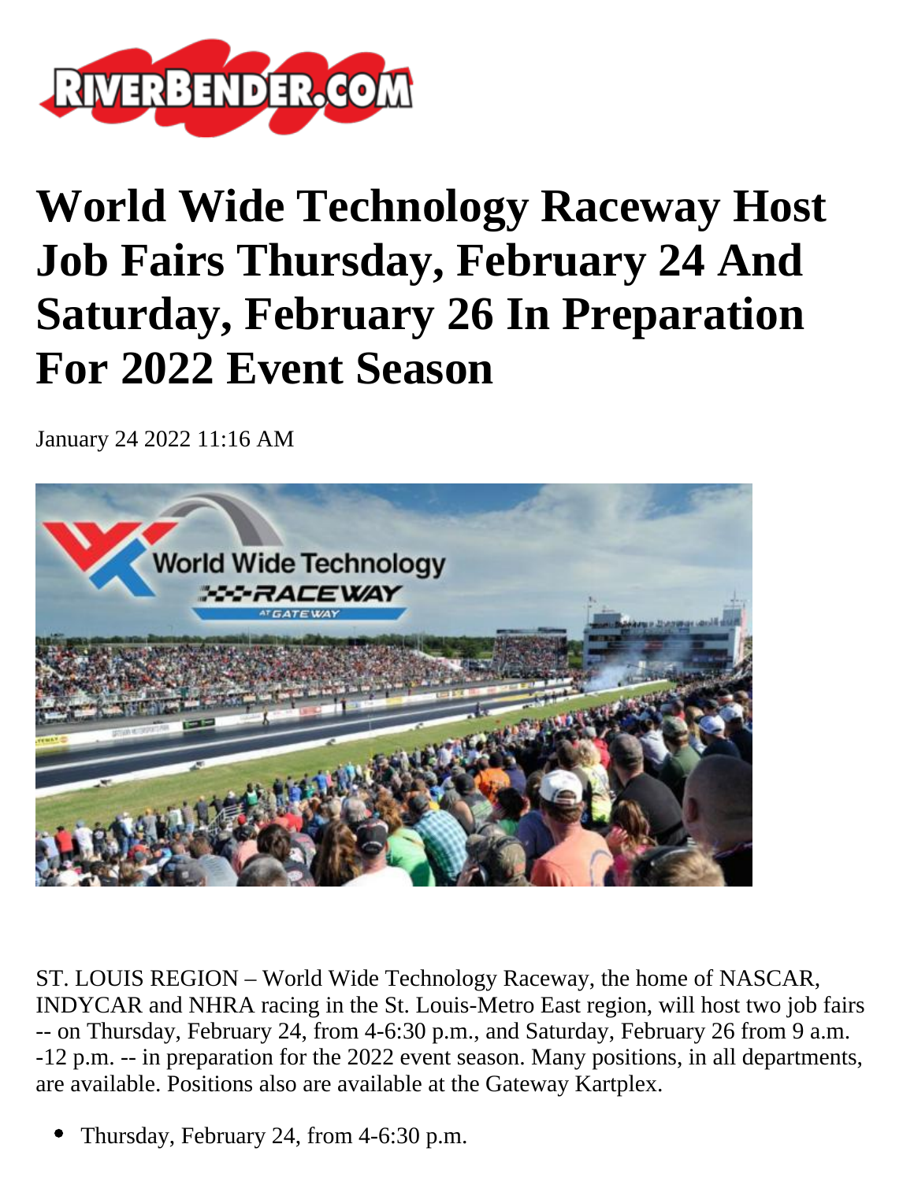# World Wide Technology Raceway Host Job Fairs Thursday, February 24 And Saturday, February 26 In Preparation For 2022 Event Season

January 24 2022 11:16 AM

ST. LOUIS REGION – World Wide Technology Raceway, the home of NASCAR, INDYCAR and NHRA racing in the St. Louis-Metro East region, will host two job fairs -- on Thursday, February 24, from 4-6:30 p.m., and Saturday, February 26 from 9 a.m. -12 p.m. -- in preparation for the 2022 event season. Many positions, in all departments, are available. Positions also are available at the Gateway Kartplex.

- Thursday, February 24, from 4-6:30 p.m.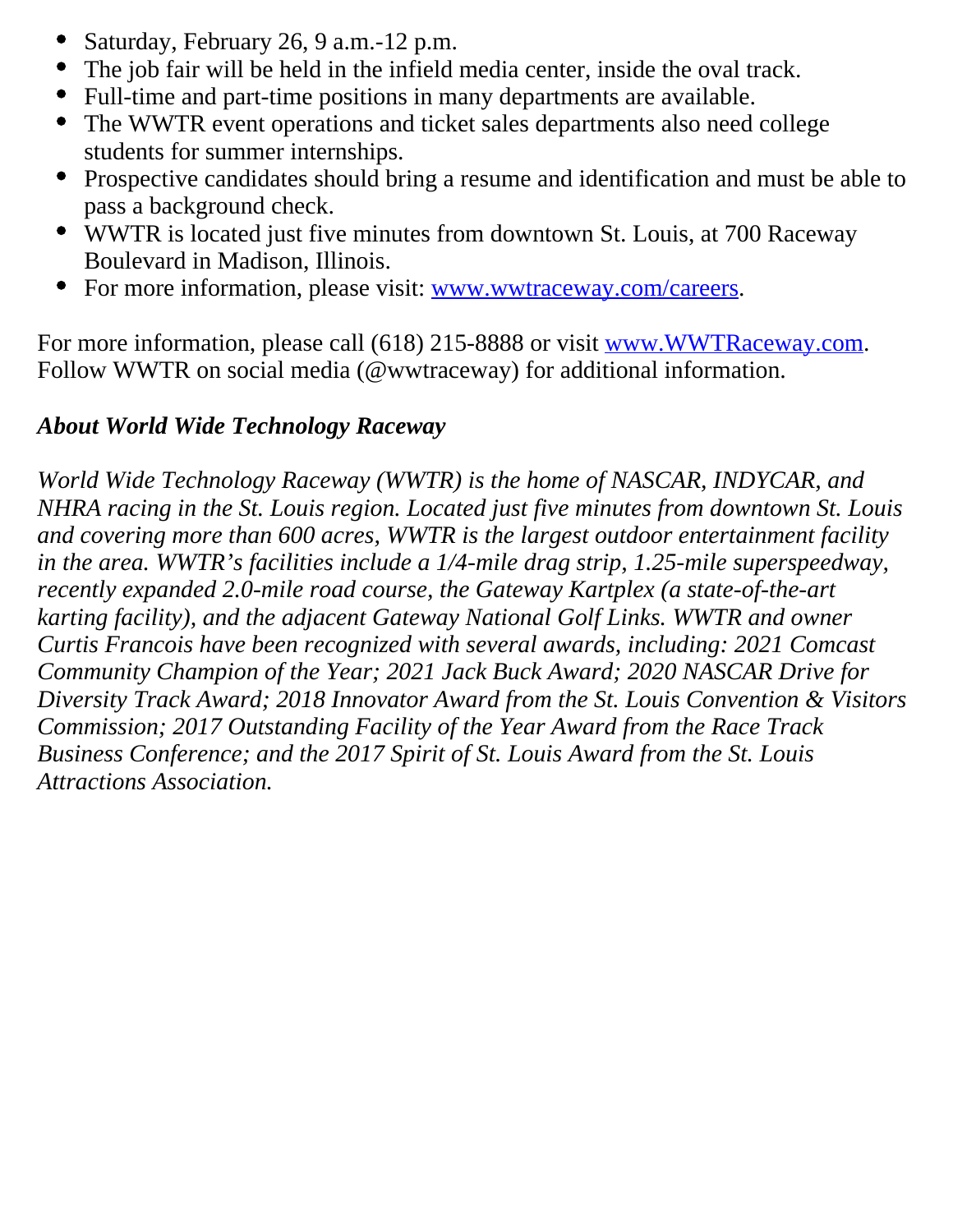- Saturday, February 26, 9 a.m.-12 p.m.
- The job fair will be held in the infield media center, inside the oval track.
- Full-time and part-time positions in many departments are available.
- The WWTR event operations and ticket sales departments also need college students for summer internships.
- Prospective candidates should bring a resume and identification and must be able to pass a background check.
- WWTR is located just five minutes from downtown St. Louis, at 700 Raceway Boulevard in Madison, Illinois.
- For more information, please visit: [www.wwtraceway.com/careers](www.wwtraceway.com/careers).

For more information, please call (618) 215-8888 or visit [www.WWTRaceway.com](www.WWTRaceway.com). Follow WWTR on social media (@wwtraceway) for additional information.

***About World Wide Technology Raceway***

*World Wide Technology Raceway (WWTR) is the home of NASCAR, INDYCAR, and NHRA racing in the St. Louis region. Located just five minutes from downtown St. Louis and covering more than 600 acres, WWTR is the largest outdoor entertainment facility in the area. WWTR's facilities include a 1/4-mile drag strip, 1.25-mile superspeedway, recently expanded 2.0-mile road course, the Gateway Kartplex (a state-of-the-art karting facility), and the adjacent Gateway National Golf Links. WWTR and owner Curtis Francois have been recognized with several awards, including: 2021 Comcast Community Champion of the Year; 2021 Jack Buck Award; 2020 NASCAR Drive for Diversity Track Award; 2018 Innovator Award from the St. Louis Convention & Visitors Commission; 2017 Outstanding Facility of the Year Award from the Race Track Business Conference; and the 2017 Spirit of St. Louis Award from the St. Louis Attractions Association.*